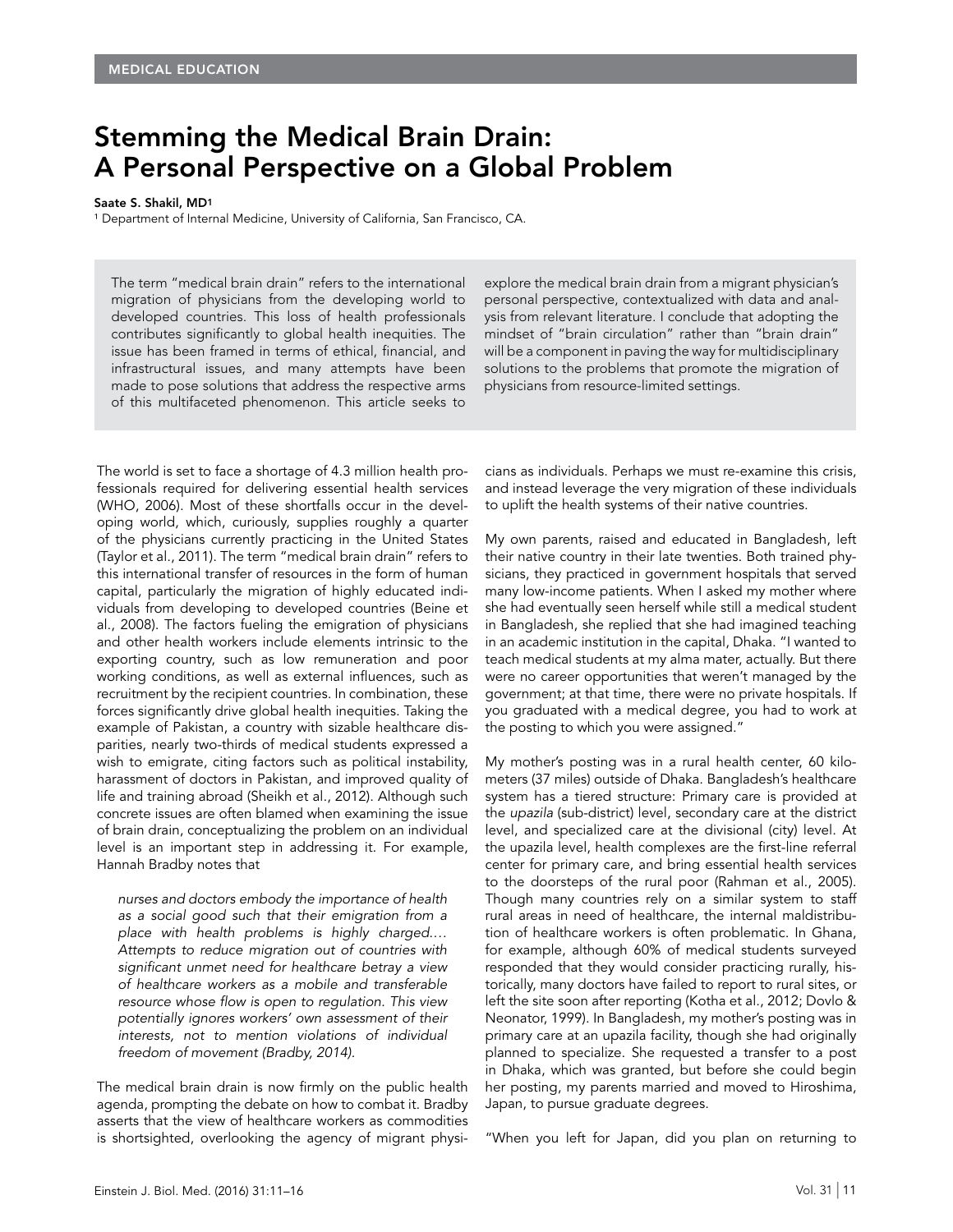MEDICAL EDUCATION

# Stemming the Medical Brain Drain: A Personal Perspective on a Global Problem

**Saate S. Shakil, MD[1]**

[1] Department of Internal Medicine, University of California, San Francisco, CA.

The term "medical brain drain" refers to the international migration of physicians from the developing world to developed countries. This loss of health professionals contributes significantly to global health inequities. The issue has been framed in terms of ethical, financial, and infrastructural issues, and many attempts have been made to pose solutions that address the respective arms of this multifaceted phenomenon. This article seeks to explore the medical brain drain from a migrant physician's personal perspective, contextualized with data and analysis from relevant literature. I conclude that adopting the mindset of "brain circulation" rather than "brain drain" will be a component in paving the way for multidisciplinary solutions to the problems that promote the migration of physicians from resource-limited settings.

The world is set to face a shortage of 4.3 million health professionals required for delivering essential health services (WHO, 2006). Most of these shortfalls occur in the developing world, which, curiously, supplies roughly a quarter of the physicians currently practicing in the United States (Taylor et al., 2011). The term "medical brain drain" refers to this international transfer of resources in the form of human capital, particularly the migration of highly educated individuals from developing to developed countries (Beine et al., 2008). The factors fueling the emigration of physicians and other health workers include elements intrinsic to the exporting country, such as low remuneration and poor working conditions, as well as external influences, such as recruitment by the recipient countries. In combination, these forces significantly drive global health inequities. Taking the example of Pakistan, a country with sizable healthcare disparities, nearly two-thirds of medical students expressed a wish to emigrate, citing factors such as political instability, harassment of doctors in Pakistan, and improved quality of life and training abroad (Sheikh et al., 2012). Although such concrete issues are often blamed when examining the issue of brain drain, conceptualizing the problem on an individual level is an important step in addressing it. For example, Hannah Bradby notes that

> *nurses and doctors embody the importance of health as a social good such that their emigration from a place with health problems is highly charged.… Attempts to reduce migration out of countries with significant unmet need for healthcare betray a view of healthcare workers as a mobile and transferable resource whose flow is open to regulation. This view potentially ignores workers' own assessment of their interests, not to mention violations of individual freedom of movement (Bradby, 2014).*

The medical brain drain is now firmly on the public health agenda, prompting the debate on how to combat it. Bradby asserts that the view of healthcare workers as commodities is shortsighted, overlooking the agency of migrant physicians as individuals. Perhaps we must re-examine this crisis, and instead leverage the very migration of these individuals to uplift the health systems of their native countries.

My own parents, raised and educated in Bangladesh, left their native country in their late twenties. Both trained physicians, they practiced in government hospitals that served many low-income patients. When I asked my mother where she had eventually seen herself while still a medical student in Bangladesh, she replied that she had imagined teaching in an academic institution in the capital, Dhaka. "I wanted to teach medical students at my alma mater, actually. But there were no career opportunities that weren't managed by the government; at that time, there were no private hospitals. If you graduated with a medical degree, you had to work at the posting to which you were assigned."

My mother's posting was in a rural health center, 60 kilometers (37 miles) outside of Dhaka. Bangladesh's healthcare system has a tiered structure: Primary care is provided at the *upazila* (sub-district) level, secondary care at the district level, and specialized care at the divisional (city) level. At the upazila level, health complexes are the first-line referral center for primary care, and bring essential health services to the doorsteps of the rural poor (Rahman et al., 2005). Though many countries rely on a similar system to staff rural areas in need of healthcare, the internal maldistribution of healthcare workers is often problematic. In Ghana, for example, although 60% of medical students surveyed responded that they would consider practicing rurally, historically, many doctors have failed to report to rural sites, or left the site soon after reporting (Kotha et al., 2012; Dovlo & Neonator, 1999). In Bangladesh, my mother's posting was in primary care at an upazila facility, though she had originally planned to specialize. She requested a transfer to a post in Dhaka, which was granted, but before she could begin her posting, my parents married and moved to Hiroshima, Japan, to pursue graduate degrees.

"When you left for Japan, did you plan on returning to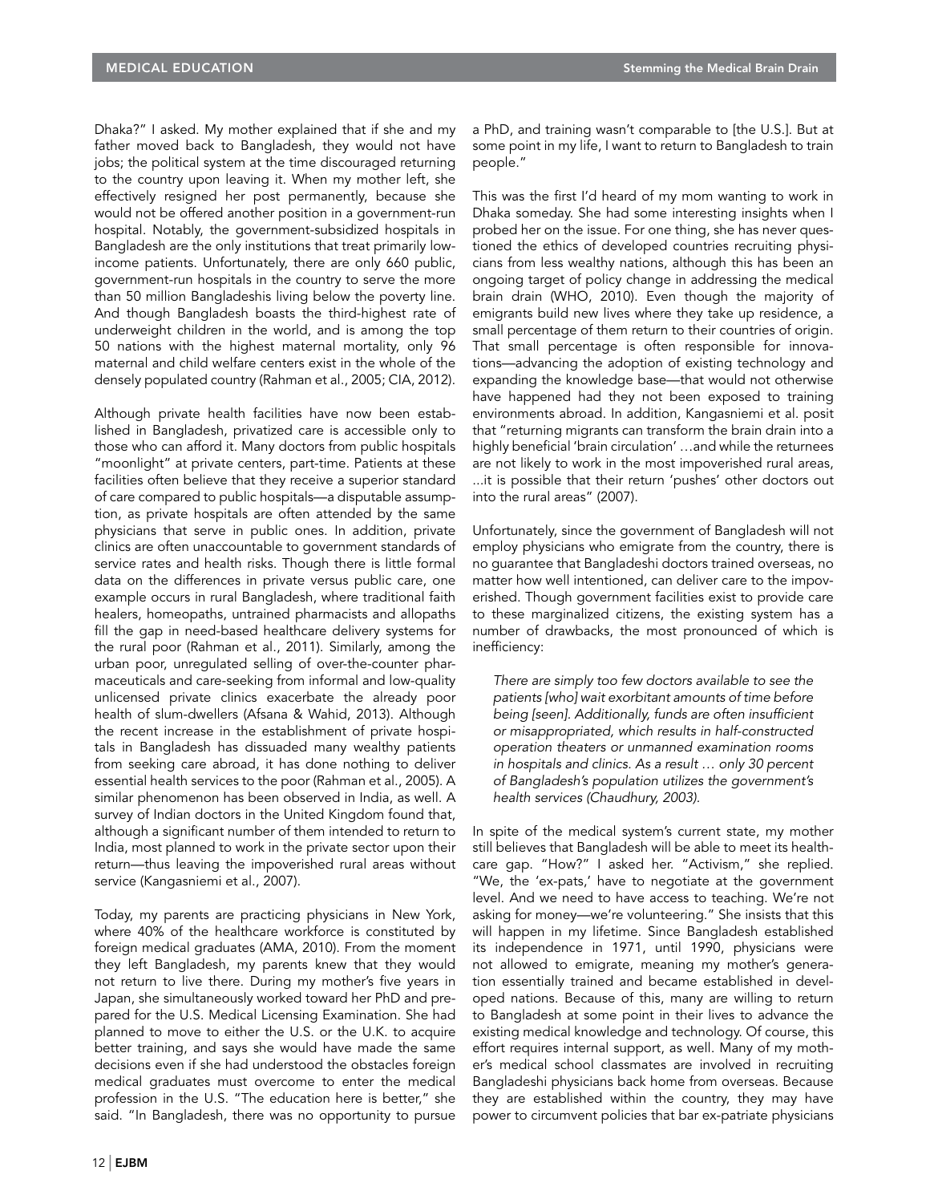Dhaka?" I asked. My mother explained that if she and my father moved back to Bangladesh, they would not have jobs; the political system at the time discouraged returning to the country upon leaving it. When my mother left, she effectively resigned her post permanently, because she would not be offered another position in a government-run hospital. Notably, the government-subsidized hospitals in Bangladesh are the only institutions that treat primarily low-income patients. Unfortunately, there are only 660 public, government-run hospitals in the country to serve the more than 50 million Bangladeshis living below the poverty line. And though Bangladesh boasts the third-highest rate of underweight children in the world, and is among the top 50 nations with the highest maternal mortality, only 96 maternal and child welfare centers exist in the whole of the densely populated country (Rahman et al., 2005; CIA, 2012).

Although private health facilities have now been established in Bangladesh, privatized care is accessible only to those who can afford it. Many doctors from public hospitals "moonlight" at private centers, part-time. Patients at these facilities often believe that they receive a superior standard of care compared to public hospitals—a disputable assumption, as private hospitals are often attended by the same physicians that serve in public ones. In addition, private clinics are often unaccountable to government standards of service rates and health risks. Though there is little formal data on the differences in private versus public care, one example occurs in rural Bangladesh, where traditional faith healers, homeopaths, untrained pharmacists and allopaths fill the gap in need-based healthcare delivery systems for the rural poor (Rahman et al., 2011). Similarly, among the urban poor, unregulated selling of over-the-counter pharmaceuticals and care-seeking from informal and low-quality unlicensed private clinics exacerbate the already poor health of slum-dwellers (Afsana & Wahid, 2013). Although the recent increase in the establishment of private hospitals in Bangladesh has dissuaded many wealthy patients from seeking care abroad, it has done nothing to deliver essential health services to the poor (Rahman et al., 2005). A similar phenomenon has been observed in India, as well. A survey of Indian doctors in the United Kingdom found that, although a significant number of them intended to return to India, most planned to work in the private sector upon their return—thus leaving the impoverished rural areas without service (Kangasniemi et al., 2007).

Today, my parents are practicing physicians in New York, where 40% of the healthcare workforce is constituted by foreign medical graduates (AMA, 2010). From the moment they left Bangladesh, my parents knew that they would not return to live there. During my mother's five years in Japan, she simultaneously worked toward her PhD and prepared for the U.S. Medical Licensing Examination. She had planned to move to either the U.S. or the U.K. to acquire better training, and says she would have made the same decisions even if she had understood the obstacles foreign medical graduates must overcome to enter the medical profession in the U.S. "The education here is better," she said. "In Bangladesh, there was no opportunity to pursue a PhD, and training wasn't comparable to [the U.S.]. But at some point in my life, I want to return to Bangladesh to train people."

This was the first I'd heard of my mom wanting to work in Dhaka someday. She had some interesting insights when I probed her on the issue. For one thing, she has never questioned the ethics of developed countries recruiting physicians from less wealthy nations, although this has been an ongoing target of policy change in addressing the medical brain drain (WHO, 2010). Even though the majority of emigrants build new lives where they take up residence, a small percentage of them return to their countries of origin. That small percentage is often responsible for innovations—advancing the adoption of existing technology and expanding the knowledge base—that would not otherwise have happened had they not been exposed to training environments abroad. In addition, Kangasniemi et al. posit that "returning migrants can transform the brain drain into a highly beneficial 'brain circulation' …and while the returnees are not likely to work in the most impoverished rural areas, ...it is possible that their return 'pushes' other doctors out into the rural areas" (2007).

Unfortunately, since the government of Bangladesh will not employ physicians who emigrate from the country, there is no guarantee that Bangladeshi doctors trained overseas, no matter how well intentioned, can deliver care to the impoverished. Though government facilities exist to provide care to these marginalized citizens, the existing system has a number of drawbacks, the most pronounced of which is inefficiency:

> *There are simply too few doctors available to see the patients [who] wait exorbitant amounts of time before being [seen]. Additionally, funds are often insufficient or misappropriated, which results in half-constructed operation theaters or unmanned examination rooms in hospitals and clinics. As a result … only 30 percent of Bangladesh's population utilizes the government's health services (Chaudhury, 2003).*

In spite of the medical system's current state, my mother still believes that Bangladesh will be able to meet its healthcare gap. "How?" I asked her. "Activism," she replied. "We, the 'ex-pats,' have to negotiate at the government level. And we need to have access to teaching. We're not asking for money—we're volunteering." She insists that this will happen in my lifetime. Since Bangladesh established its independence in 1971, until 1990, physicians were not allowed to emigrate, meaning my mother's generation essentially trained and became established in developed nations. Because of this, many are willing to return to Bangladesh at some point in their lives to advance the existing medical knowledge and technology. Of course, this effort requires internal support, as well. Many of my mother's medical school classmates are involved in recruiting Bangladeshi physicians back home from overseas. Because they are established within the country, they may have power to circumvent policies that bar ex-patriate physicians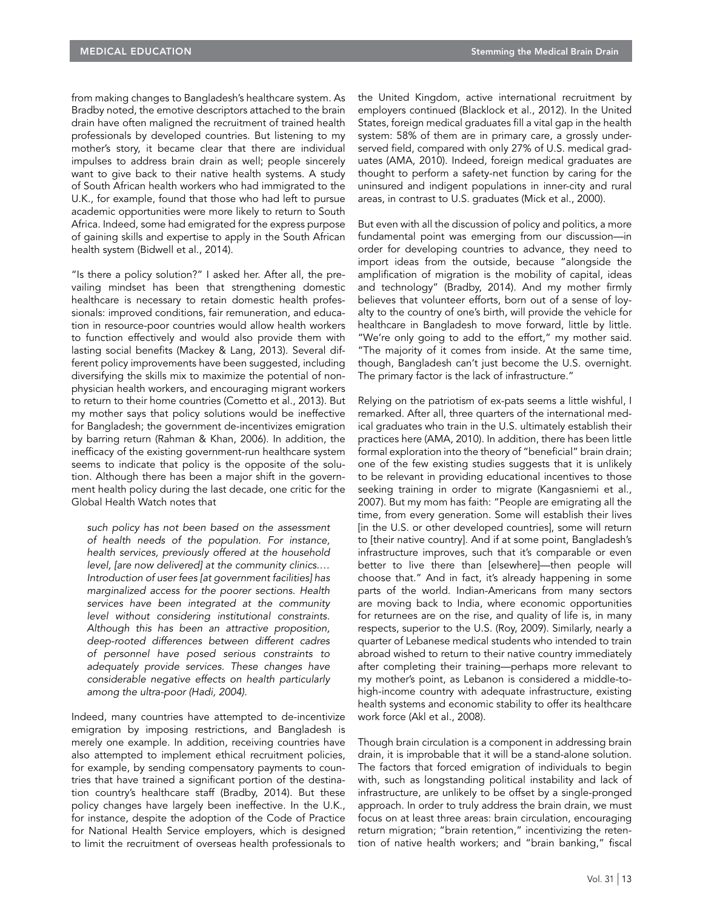from making changes to Bangladesh's healthcare system. As Bradby noted, the emotive descriptors attached to the brain drain have often maligned the recruitment of trained health professionals by developed countries. But listening to my mother's story, it became clear that there are individual impulses to address brain drain as well; people sincerely want to give back to their native health systems. A study of South African health workers who had immigrated to the U.K., for example, found that those who had left to pursue academic opportunities were more likely to return to South Africa. Indeed, some had emigrated for the express purpose of gaining skills and expertise to apply in the South African health system (Bidwell et al., 2014).

"Is there a policy solution?" I asked her. After all, the prevailing mindset has been that strengthening domestic healthcare is necessary to retain domestic health professionals: improved conditions, fair remuneration, and education in resource-poor countries would allow health workers to function effectively and would also provide them with lasting social benefits (Mackey & Lang, 2013). Several different policy improvements have been suggested, including diversifying the skills mix to maximize the potential of nonphysician health workers, and encouraging migrant workers to return to their home countries (Cometto et al., 2013). But my mother says that policy solutions would be ineffective for Bangladesh; the government de-incentivizes emigration by barring return (Rahman & Khan, 2006). In addition, the inefficacy of the existing government-run healthcare system seems to indicate that policy is the opposite of the solution. Although there has been a major shift in the government health policy during the last decade, one critic for the Global Health Watch notes that

> *such policy has not been based on the assessment of health needs of the population. For instance, health services, previously offered at the household level, [are now delivered] at the community clinics.… Introduction of user fees [at government facilities] has marginalized access for the poorer sections. Health services have been integrated at the community level without considering institutional constraints. Although this has been an attractive proposition, deep-rooted differences between different cadres of personnel have posed serious constraints to adequately provide services. These changes have considerable negative effects on health particularly among the ultra-poor (Hadi, 2004).*

Indeed, many countries have attempted to de-incentivize emigration by imposing restrictions, and Bangladesh is merely one example. In addition, receiving countries have also attempted to implement ethical recruitment policies, for example, by sending compensatory payments to countries that have trained a significant portion of the destination country's healthcare staff (Bradby, 2014). But these policy changes have largely been ineffective. In the U.K., for instance, despite the adoption of the Code of Practice for National Health Service employers, which is designed to limit the recruitment of overseas health professionals to the United Kingdom, active international recruitment by employers continued (Blacklock et al., 2012). In the United States, foreign medical graduates fill a vital gap in the health system: 58% of them are in primary care, a grossly underserved field, compared with only 27% of U.S. medical graduates (AMA, 2010). Indeed, foreign medical graduates are thought to perform a safety-net function by caring for the uninsured and indigent populations in inner-city and rural areas, in contrast to U.S. graduates (Mick et al., 2000).

But even with all the discussion of policy and politics, a more fundamental point was emerging from our discussion—in order for developing countries to advance, they need to import ideas from the outside, because "alongside the amplification of migration is the mobility of capital, ideas and technology" (Bradby, 2014). And my mother firmly believes that volunteer efforts, born out of a sense of loyalty to the country of one's birth, will provide the vehicle for healthcare in Bangladesh to move forward, little by little. "We're only going to add to the effort," my mother said. "The majority of it comes from inside. At the same time, though, Bangladesh can't just become the U.S. overnight. The primary factor is the lack of infrastructure."

Relying on the patriotism of ex-pats seems a little wishful, I remarked. After all, three quarters of the international medical graduates who train in the U.S. ultimately establish their practices here (AMA, 2010). In addition, there has been little formal exploration into the theory of "beneficial" brain drain; one of the few existing studies suggests that it is unlikely to be relevant in providing educational incentives to those seeking training in order to migrate (Kangasniemi et al., 2007). But my mom has faith: "People are emigrating all the time, from every generation. Some will establish their lives [in the U.S. or other developed countries], some will return to [their native country]. And if at some point, Bangladesh's infrastructure improves, such that it's comparable or even better to live there than [elsewhere]—then people will choose that." And in fact, it's already happening in some parts of the world. Indian-Americans from many sectors are moving back to India, where economic opportunities for returnees are on the rise, and quality of life is, in many respects, superior to the U.S. (Roy, 2009). Similarly, nearly a quarter of Lebanese medical students who intended to train abroad wished to return to their native country immediately after completing their training—perhaps more relevant to my mother's point, as Lebanon is considered a middle-to-high-income country with adequate infrastructure, existing health systems and economic stability to offer its healthcare work force (Akl et al., 2008).

Though brain circulation is a component in addressing brain drain, it is improbable that it will be a stand-alone solution. The factors that forced emigration of individuals to begin with, such as longstanding political instability and lack of infrastructure, are unlikely to be offset by a single-pronged approach. In order to truly address the brain drain, we must focus on at least three areas: brain circulation, encouraging return migration; "brain retention," incentivizing the retention of native health workers; and "brain banking," fiscal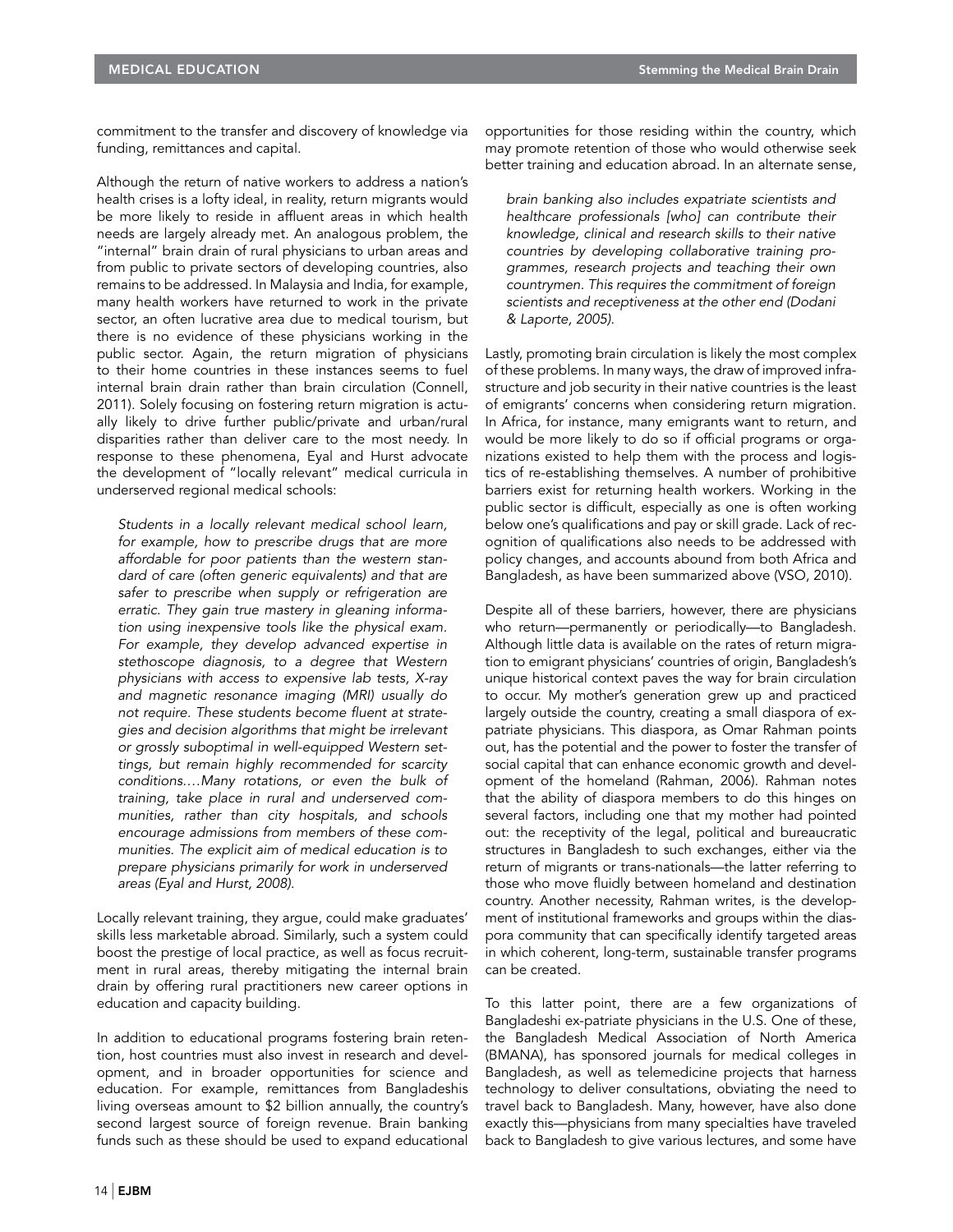commitment to the transfer and discovery of knowledge via funding, remittances and capital.

Although the return of native workers to address a nation's health crises is a lofty ideal, in reality, return migrants would be more likely to reside in affluent areas in which health needs are largely already met. An analogous problem, the "internal" brain drain of rural physicians to urban areas and from public to private sectors of developing countries, also remains to be addressed. In Malaysia and India, for example, many health workers have returned to work in the private sector, an often lucrative area due to medical tourism, but there is no evidence of these physicians working in the public sector. Again, the return migration of physicians to their home countries in these instances seems to fuel internal brain drain rather than brain circulation (Connell, 2011). Solely focusing on fostering return migration is actually likely to drive further public/private and urban/rural disparities rather than deliver care to the most needy. In response to these phenomena, Eyal and Hurst advocate the development of "locally relevant" medical curricula in underserved regional medical schools:

> *Students in a locally relevant medical school learn, for example, how to prescribe drugs that are more affordable for poor patients than the western standard of care (often generic equivalents) and that are safer to prescribe when supply or refrigeration are erratic. They gain true mastery in gleaning information using inexpensive tools like the physical exam. For example, they develop advanced expertise in stethoscope diagnosis, to a degree that Western physicians with access to expensive lab tests, X-ray and magnetic resonance imaging (MRI) usually do not require. These students become fluent at strategies and decision algorithms that might be irrelevant or grossly suboptimal in well-equipped Western settings, but remain highly recommended for scarcity conditions.…Many rotations, or even the bulk of training, take place in rural and underserved communities, rather than city hospitals, and schools encourage admissions from members of these communities. The explicit aim of medical education is to prepare physicians primarily for work in underserved areas (Eyal and Hurst, 2008).*

Locally relevant training, they argue, could make graduates' skills less marketable abroad. Similarly, such a system could boost the prestige of local practice, as well as focus recruitment in rural areas, thereby mitigating the internal brain drain by offering rural practitioners new career options in education and capacity building.

In addition to educational programs fostering brain retention, host countries must also invest in research and development, and in broader opportunities for science and education. For example, remittances from Bangladeshis living overseas amount to $2 billion annually, the country's second largest source of foreign revenue. Brain banking funds such as these should be used to expand educational opportunities for those residing within the country, which may promote retention of those who would otherwise seek better training and education abroad. In an alternate sense,

> *brain banking also includes expatriate scientists and healthcare professionals [who] can contribute their knowledge, clinical and research skills to their native countries by developing collaborative training programmes, research projects and teaching their own countrymen. This requires the commitment of foreign scientists and receptiveness at the other end (Dodani & Laporte, 2005).*

Lastly, promoting brain circulation is likely the most complex of these problems. In many ways, the draw of improved infrastructure and job security in their native countries is the least of emigrants' concerns when considering return migration. In Africa, for instance, many emigrants want to return, and would be more likely to do so if official programs or organizations existed to help them with the process and logistics of re-establishing themselves. A number of prohibitive barriers exist for returning health workers. Working in the public sector is difficult, especially as one is often working below one's qualifications and pay or skill grade. Lack of recognition of qualifications also needs to be addressed with policy changes, and accounts abound from both Africa and Bangladesh, as have been summarized above (VSO, 2010).

Despite all of these barriers, however, there are physicians who return—permanently or periodically—to Bangladesh. Although little data is available on the rates of return migration to emigrant physicians' countries of origin, Bangladesh's unique historical context paves the way for brain circulation to occur. My mother's generation grew up and practiced largely outside the country, creating a small diaspora of ex-patriate physicians. This diaspora, as Omar Rahman points out, has the potential and the power to foster the transfer of social capital that can enhance economic growth and development of the homeland (Rahman, 2006). Rahman notes that the ability of diaspora members to do this hinges on several factors, including one that my mother had pointed out: the receptivity of the legal, political and bureaucratic structures in Bangladesh to such exchanges, either via the return of migrants or trans-nationals—the latter referring to those who move fluidly between homeland and destination country. Another necessity, Rahman writes, is the development of institutional frameworks and groups within the diaspora community that can specifically identify targeted areas in which coherent, long-term, sustainable transfer programs can be created.

To this latter point, there are a few organizations of Bangladeshi ex-patriate physicians in the U.S. One of these, the Bangladesh Medical Association of North America (BMANA), has sponsored journals for medical colleges in Bangladesh, as well as telemedicine projects that harness technology to deliver consultations, obviating the need to travel back to Bangladesh. Many, however, have also done exactly this—physicians from many specialties have traveled back to Bangladesh to give various lectures, and some have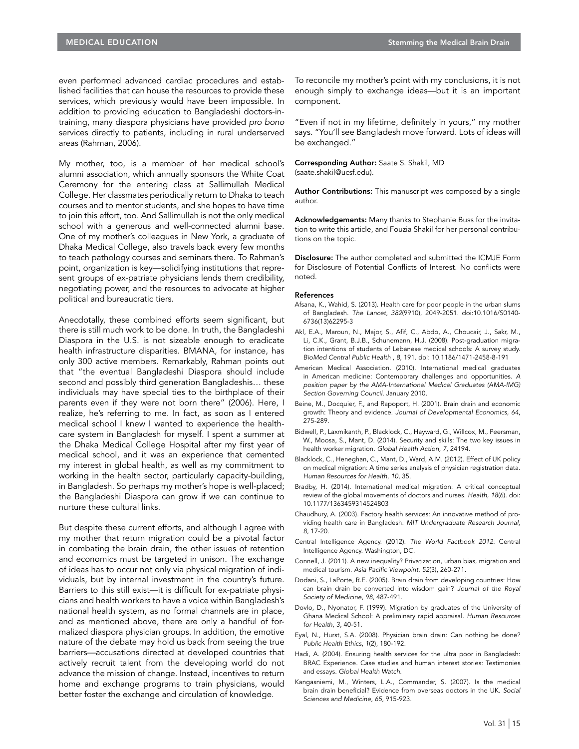even performed advanced cardiac procedures and established facilities that can house the resources to provide these services, which previously would have been impossible. In addition to providing education to Bangladeshi doctors-in-training, many diaspora physicians have provided *pro bono* services directly to patients, including in rural underserved areas (Rahman, 2006).

My mother, too, is a member of her medical school's alumni association, which annually sponsors the White Coat Ceremony for the entering class at Sallimullah Medical College. Her classmates periodically return to Dhaka to teach courses and to mentor students, and she hopes to have time to join this effort, too. And Sallimullah is not the only medical school with a generous and well-connected alumni base. One of my mother's colleagues in New York, a graduate of Dhaka Medical College, also travels back every few months to teach pathology courses and seminars there. To Rahman's point, organization is key—solidifying institutions that represent groups of ex-patriate physicians lends them credibility, negotiating power, and the resources to advocate at higher political and bureaucratic tiers.

Anecdotally, these combined efforts seem significant, but there is still much work to be done. In truth, the Bangladeshi Diaspora in the U.S. is not sizeable enough to eradicate health infrastructure disparities. BMANA, for instance, has only 300 active members. Remarkably, Rahman points out that "the eventual Bangladeshi Diaspora should include second and possibly third generation Bangladeshis… these individuals may have special ties to the birthplace of their parents even if they were not born there" (2006). Here, I realize, he's referring to me. In fact, as soon as I entered medical school I knew I wanted to experience the healthcare system in Bangladesh for myself. I spent a summer at the Dhaka Medical College Hospital after my first year of medical school, and it was an experience that cemented my interest in global health, as well as my commitment to working in the health sector, particularly capacity-building, in Bangladesh. So perhaps my mother's hope is well-placed; the Bangladeshi Diaspora can grow if we can continue to nurture these cultural links.

But despite these current efforts, and although I agree with my mother that return migration could be a pivotal factor in combating the brain drain, the other issues of retention and economics must be targeted in unison. The exchange of ideas has to occur not only via physical migration of individuals, but by internal investment in the country's future. Barriers to this still exist—it is difficult for ex-patriate physicians and health workers to have a voice within Bangladesh's national health system, as no formal channels are in place, and as mentioned above, there are only a handful of formalized diaspora physician groups. In addition, the emotive nature of the debate may hold us back from seeing the true barriers—accusations directed at developed countries that actively recruit talent from the developing world do not advance the mission of change. Instead, incentives to return home and exchange programs to train physicians, would better foster the exchange and circulation of knowledge.

To reconcile my mother's point with my conclusions, it is not enough simply to exchange ideas—but it is an important component.

"Even if not in my lifetime, definitely in yours," my mother says. "You'll see Bangladesh move forward. Lots of ideas will be exchanged."

**Corresponding Author:** Saate S. Shakil, MD (saate.shakil@ucsf.edu).

**Author Contributions:** This manuscript was composed by a single author.

**Acknowledgements:** Many thanks to Stephanie Buss for the invitation to write this article, and Fouzia Shakil for her personal contributions on the topic.

**Disclosure:** The author completed and submitted the ICMJE Form for Disclosure of Potential Conflicts of Interest. No conflicts were noted.

**References**

Afsana, K., Wahid, S. (2013). Health care for poor people in the urban slums of Bangladesh. *The Lancet*, *382*(9910), 2049-2051. doi:10.1016/S0140-6736(13)62295-3

Akl, E.A., Maroun, N., Major, S., Afif, C., Abdo, A., Choucair, J., Sakr, M., Li, C.K., Grant, B.J.B., Schunemann, H.J. (2008). Post-graduation migration intentions of students of Lebanese medical schools: A survey study. *BioMed Central Public Health* , *8*, 191. doi: 10.1186/1471-2458-8-191

American Medical Association. (2010). International medical graduates in American medicine: Contemporary challenges and opportunities. *A position paper by the AMA-International Medical Graduates (AMA-IMG) Section Governing Council*. January 2010.

Beine, M., Docquier, F., and Rapoport, H. (2001). Brain drain and economic growth: Theory and evidence. *Journal of Developmental Economics*, *64*, 275-289.

Bidwell, P., Laxmikanth, P., Blacklock, C., Hayward, G., Willcox, M., Peersman, W., Moosa, S., Mant, D. (2014). Security and skills: The two key issues in health worker migration. *Global Health Action*, *7*, 24194.

Blacklock, C., Heneghan, C., Mant, D., Ward, A.M. (2012). Effect of UK policy on medical migration: A time series analysis of physician registration data. *Human Resources for Health*, *10*, 35.

Bradby, H. (2014). International medical migration: A critical conceptual review of the global movements of doctors and nurses. *Health*, *18*(6). doi: 10.1177/1363459314524803

Chaudhury, A. (2003). Factory health services: An innovative method of providing health care in Bangladesh. *MIT Undergraduate Research Journal*, *8*, 17-20.

Central Intelligence Agency. (2012). *The World Factbook 2012*: Central Intelligence Agency. Washington, DC.

Connell, J. (2011). A new inequality? Privatization, urban bias, migration and medical tourism. *Asia Pacific Viewpoint*, *52*(3), 260-271.

Dodani, S., LaPorte, R.E. (2005). Brain drain from developing countries: How can brain drain be converted into wisdom gain? *Journal of the Royal Society of Medicine*, *98*, 487-491.

Dovlo, D., Nyonator, F. (1999). Migration by graduates of the University of Ghana Medical School: A preliminary rapid appraisal. *Human Resources for Health*, *3*, 40-51.

Eyal, N., Hurst, S.A. (2008). Physician brain drain: Can nothing be done? *Public Health Ethics*, *1*(2), 180-192.

Hadi, A. (2004). Ensuring health services for the ultra poor in Bangladesh: BRAC Experience. Case studies and human interest stories: Testimonies and essays. *Global Health Watch*.

Kangasniemi, M., Winters, L.A., Commander, S. (2007). Is the medical brain drain beneficial? Evidence from overseas doctors in the UK. *Social Sciences and Medicine*, *65*, 915-923.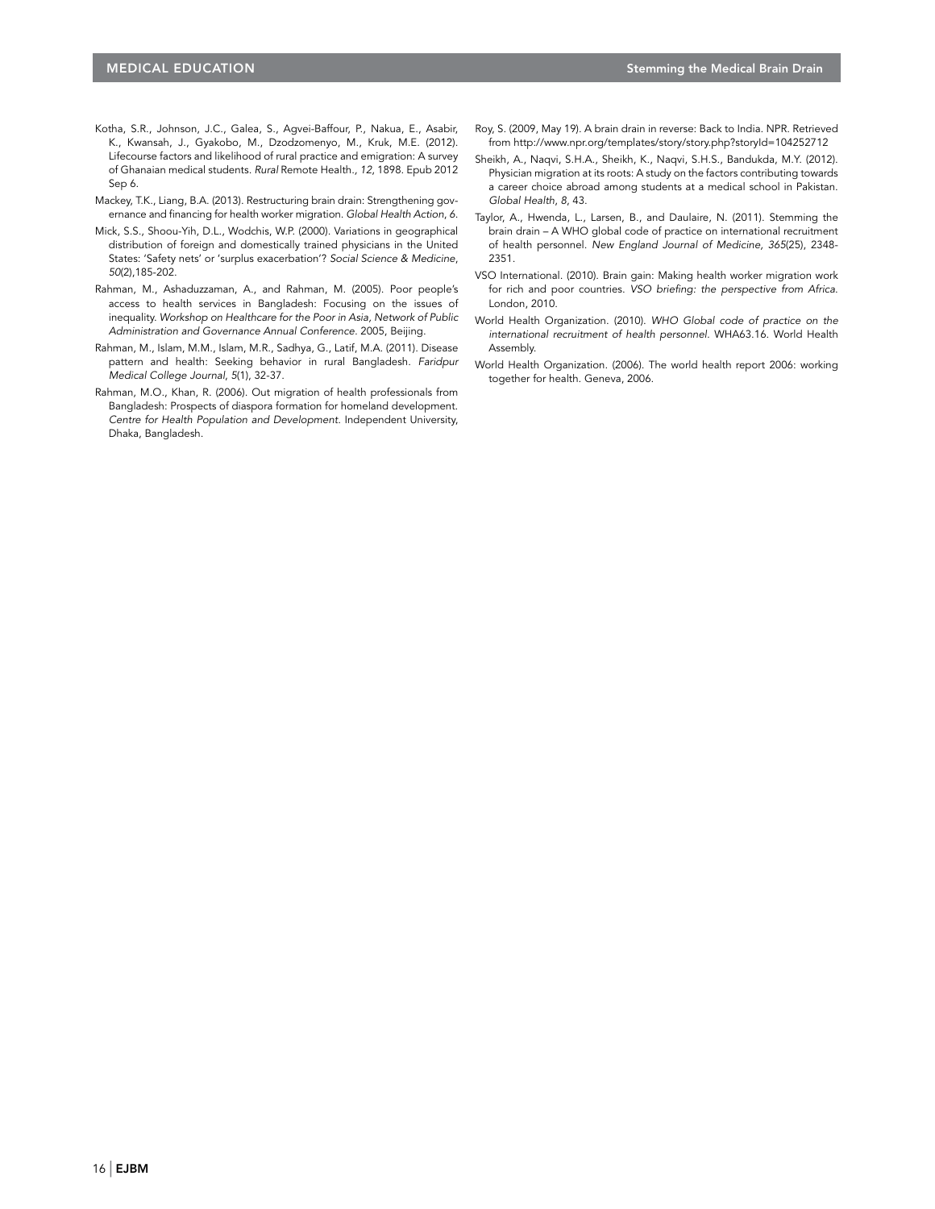Kotha, S.R., Johnson, J.C., Galea, S., Agyei-Baffour, P., Nakua, E., Asabir, K., Kwansah, J., Gyakobo, M., Dzodzomenyo, M., Kruk, M.E. (2012). Lifecourse factors and likelihood of rural practice and emigration: A survey of Ghanaian medical students. *Rural* Remote Health., *12*, 1898. Epub 2012 Sep 6.

Mackey, T.K., Liang, B.A. (2013). Restructuring brain drain: Strengthening governance and financing for health worker migration. *Global Health Action*, *6*.

Mick, S.S., Shoou-Yih, D.L., Wodchis, W.P. (2000). Variations in geographical distribution of foreign and domestically trained physicians in the United States: 'Safety nets' or 'surplus exacerbation'? *Social Science & Medicine*, *50*(2),185-202.

Rahman, M., Ashaduzzaman, A., and Rahman, M. (2005). Poor people's access to health services in Bangladesh: Focusing on the issues of inequality. *Workshop on Healthcare for the Poor in Asia, Network of Public Administration and Governance Annual Conference*. 2005, Beijing.

Rahman, M., Islam, M.M., Islam, M.R., Sadhya, G., Latif, M.A. (2011). Disease pattern and health: Seeking behavior in rural Bangladesh. *Faridpur Medical College Journal*, *5*(1), 32-37.

Rahman, M.O., Khan, R. (2006). Out migration of health professionals from Bangladesh: Prospects of diaspora formation for homeland development. *Centre for Health Population and Development*. Independent University, Dhaka, Bangladesh.

Roy, S. (2009, May 19). A brain drain in reverse: Back to India. NPR. Retrieved from http://www.npr.org/templates/story/story.php?storyId=104252712

Sheikh, A., Naqvi, S.H.A., Sheikh, K., Naqvi, S.H.S., Bandukda, M.Y. (2012). Physician migration at its roots: A study on the factors contributing towards a career choice abroad among students at a medical school in Pakistan. *Global Health*, *8*, 43.

Taylor, A., Hwenda, L., Larsen, B., and Daulaire, N. (2011). Stemming the brain drain – A WHO global code of practice on international recruitment of health personnel. *New England Journal of Medicine, 365*(25), 2348-2351.

VSO International. (2010). Brain gain: Making health worker migration work for rich and poor countries. *VSO briefing: the perspective from Africa*. London, 2010.

World Health Organization. (2010). *WHO Global code of practice on the international recruitment of health personnel*. WHA63.16. World Health Assembly.

World Health Organization. (2006). The world health report 2006: working together for health. Geneva, 2006.